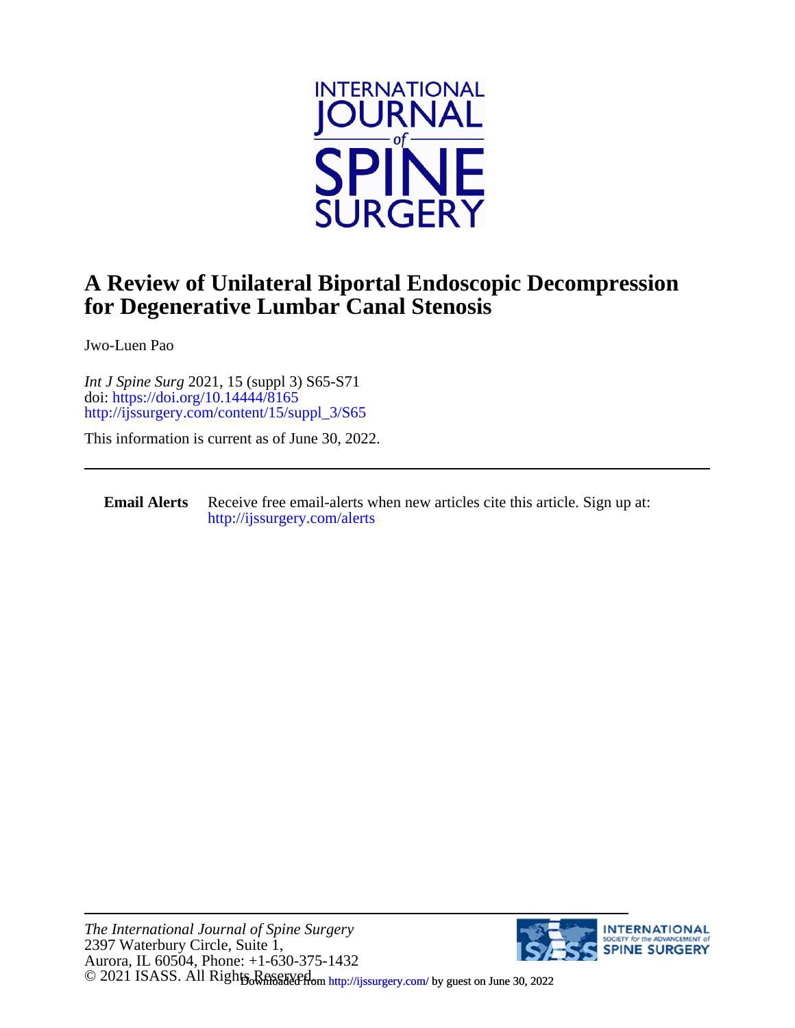# A Review of Unilateral Biportal Endoscopic Decompression for Degenerative Lumbar Canal Stenosis

Jwo-Luen Pao

*Int J Spine Surg* 2021, 15 (suppl 3) S65-S71
doi: https://doi.org/10.14444/8165
http://ijssurgery.com/content/15/suppl_3/S65

This information is current as of June 30, 2022.

---

**Email Alerts** Receive free email-alerts when new articles cite this article. Sign up at: http://ijssurgery.com/alerts

---

*The International Journal of Spine Surgery*
2397 Waterbury Circle, Suite 1,
Aurora, IL 60504, Phone: +1-630-375-1432
© 2021 ISASS. All Rights Reserved.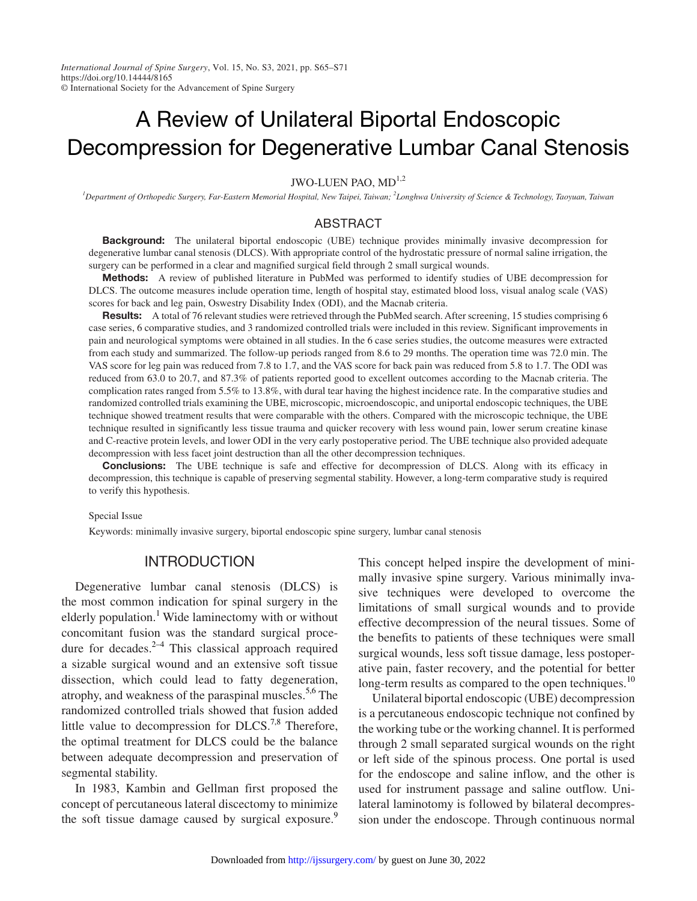# A Review of Unilateral Biportal Endoscopic Decompression for Degenerative Lumbar Canal Stenosis

JWO-LUEN PAO, MD[1,2]

[1]Department of Orthopedic Surgery, Far-Eastern Memorial Hospital, New Taipei, Taiwan; [2]Longhwa University of Science & Technology, Taoyuan, Taiwan

## ABSTRACT

**Background:** The unilateral biportal endoscopic (UBE) technique provides minimally invasive decompression for degenerative lumbar canal stenosis (DLCS). With appropriate control of the hydrostatic pressure of normal saline irrigation, the surgery can be performed in a clear and magnified surgical field through 2 small surgical wounds.

**Methods:** A review of published literature in PubMed was performed to identify studies of UBE decompression for DLCS. The outcome measures include operation time, length of hospital stay, estimated blood loss, visual analog scale (VAS) scores for back and leg pain, Oswestry Disability Index (ODI), and the Macnab criteria.

**Results:** A total of 76 relevant studies were retrieved through the PubMed search. After screening, 15 studies comprising 6 case series, 6 comparative studies, and 3 randomized controlled trials were included in this review. Significant improvements in pain and neurological symptoms were obtained in all studies. In the 6 case series studies, the outcome measures were extracted from each study and summarized. The follow-up periods ranged from 8.6 to 29 months. The operation time was 72.0 min. The VAS score for leg pain was reduced from 7.8 to 1.7, and the VAS score for back pain was reduced from 5.8 to 1.7. The ODI was reduced from 63.0 to 20.7, and 87.3% of patients reported good to excellent outcomes according to the Macnab criteria. The complication rates ranged from 5.5% to 13.8%, with dural tear having the highest incidence rate. In the comparative studies and randomized controlled trials examining the UBE, microscopic, microendoscopic, and uniportal endoscopic techniques, the UBE technique showed treatment results that were comparable with the others. Compared with the microscopic technique, the UBE technique resulted in significantly less tissue trauma and quicker recovery with less wound pain, lower serum creatine kinase and C-reactive protein levels, and lower ODI in the very early postoperative period. The UBE technique also provided adequate decompression with less facet joint destruction than all the other decompression techniques.

**Conclusions:** The UBE technique is safe and effective for decompression of DLCS. Along with its efficacy in decompression, this technique is capable of preserving segmental stability. However, a long-term comparative study is required to verify this hypothesis.

Special Issue

Keywords: minimally invasive surgery, biportal endoscopic spine surgery, lumbar canal stenosis

## INTRODUCTION

Degenerative lumbar canal stenosis (DLCS) is the most common indication for spinal surgery in the elderly population.[1] Wide laminectomy with or without concomitant fusion was the standard surgical procedure for decades.[2–4] This classical approach required a sizable surgical wound and an extensive soft tissue dissection, which could lead to fatty degeneration, atrophy, and weakness of the paraspinal muscles.[5,6] The randomized controlled trials showed that fusion added little value to decompression for DLCS.[7,8] Therefore, the optimal treatment for DLCS could be the balance between adequate decompression and preservation of segmental stability.

In 1983, Kambin and Gellman first proposed the concept of percutaneous lateral discectomy to minimize the soft tissue damage caused by surgical exposure.[9] This concept helped inspire the development of minimally invasive spine surgery. Various minimally invasive techniques were developed to overcome the limitations of small surgical wounds and to provide effective decompression of the neural tissues. Some of the benefits to patients of these techniques were small surgical wounds, less soft tissue damage, less postoperative pain, faster recovery, and the potential for better long-term results as compared to the open techniques.[10]

Unilateral biportal endoscopic (UBE) decompression is a percutaneous endoscopic technique not confined by the working tube or the working channel. It is performed through 2 small separated surgical wounds on the right or left side of the spinous process. One portal is used for the endoscope and saline inflow, and the other is used for instrument passage and saline outflow. Unilateral laminotomy is followed by bilateral decompression under the endoscope. Through continuous normal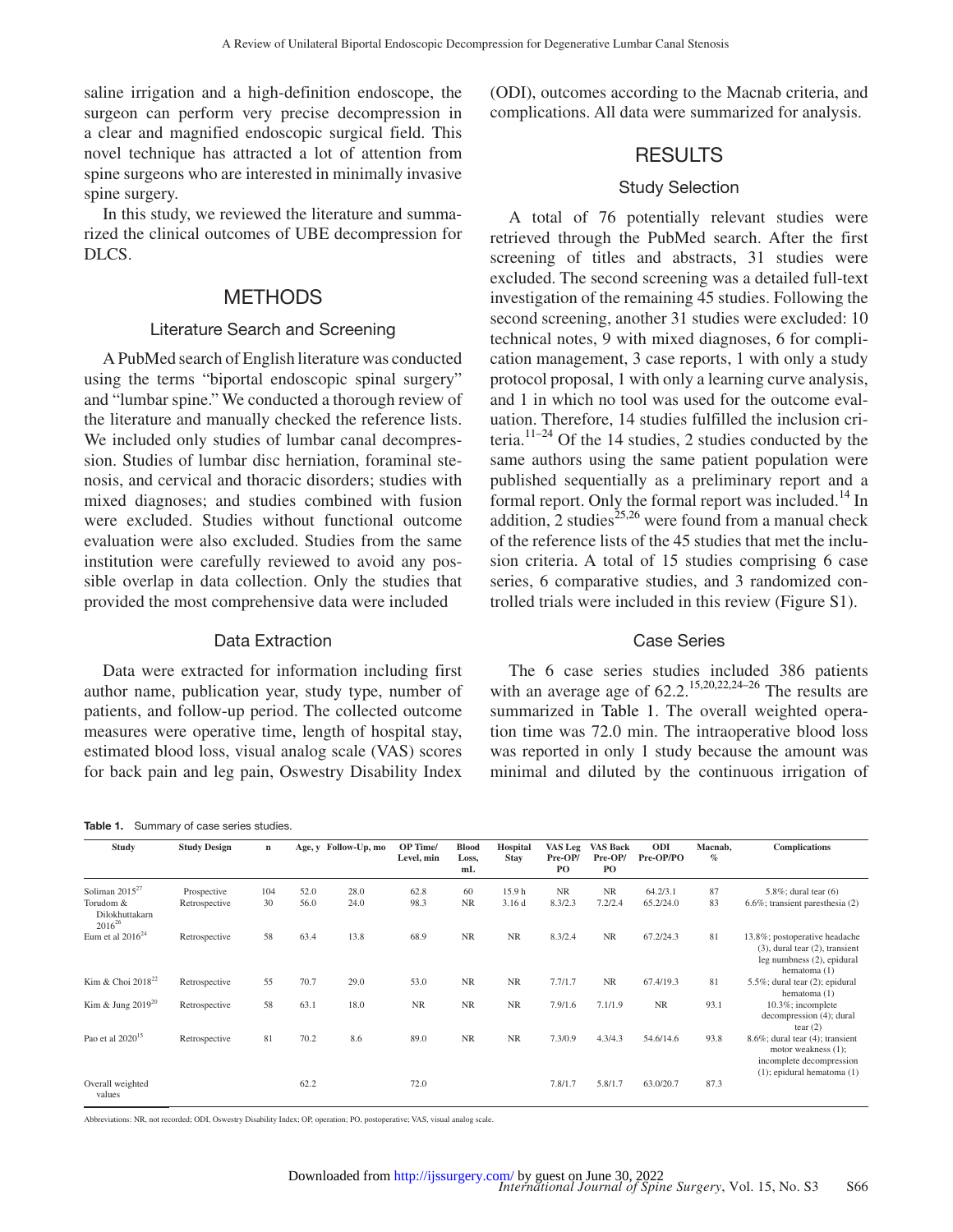saline irrigation and a high-definition endoscope, the surgeon can perform very precise decompression in a clear and magnified endoscopic surgical field. This novel technique has attracted a lot of attention from spine surgeons who are interested in minimally invasive spine surgery.

In this study, we reviewed the literature and summarized the clinical outcomes of UBE decompression for DLCS.

## METHODS

### Literature Search and Screening

A PubMed search of English literature was conducted using the terms "biportal endoscopic spinal surgery" and "lumbar spine." We conducted a thorough review of the literature and manually checked the reference lists. We included only studies of lumbar canal decompression. Studies of lumbar disc herniation, foraminal stenosis, and cervical and thoracic disorders; studies with mixed diagnoses; and studies combined with fusion were excluded. Studies without functional outcome evaluation were also excluded. Studies from the same institution were carefully reviewed to avoid any possible overlap in data collection. Only the studies that provided the most comprehensive data were included

### Data Extraction

Data were extracted for information including first author name, publication year, study type, number of patients, and follow-up period. The collected outcome measures were operative time, length of hospital stay, estimated blood loss, visual analog scale (VAS) scores for back pain and leg pain, Oswestry Disability Index (ODI), outcomes according to the Macnab criteria, and complications. All data were summarized for analysis.

## RESULTS

### Study Selection

A total of 76 potentially relevant studies were retrieved through the PubMed search. After the first screening of titles and abstracts, 31 studies were excluded. The second screening was a detailed full-text investigation of the remaining 45 studies. Following the second screening, another 31 studies were excluded: 10 technical notes, 9 with mixed diagnoses, 6 for complication management, 3 case reports, 1 with only a study protocol proposal, 1 with only a learning curve analysis, and 1 in which no tool was used for the outcome evaluation. Therefore, 14 studies fulfilled the inclusion criteria.[11–24] Of the 14 studies, 2 studies conducted by the same authors using the same patient population were published sequentially as a preliminary report and a formal report. Only the formal report was included.[14] In addition, 2 studies[25,26] were found from a manual check of the reference lists of the 45 studies that met the inclusion criteria. A total of 15 studies comprising 6 case series, 6 comparative studies, and 3 randomized controlled trials were included in this review (Figure S1).

### Case Series

The 6 case series studies included 386 patients with an average age of 62.2.[15,20,22,24–26] The results are summarized in Table 1. The overall weighted operation time was 72.0 min. The intraoperative blood loss was reported in only 1 study because the amount was minimal and diluted by the continuous irrigation of

**Table 1.** Summary of case series studies.

| Study | Study Design | n | Age, y | Follow-Up, mo | OP Time/ Level, min | Blood Loss, mL | Hospital Stay | VAS Leg Pre-OP/ PO | VAS Back Pre-OP/ PO | ODI Pre-OP/PO | Macnab, % | Complications |
|---|---|---|---|---|---|---|---|---|---|---|---|---|
| Soliman 2015[27] | Prospective | 104 | 52.0 | 28.0 | 62.8 | 60 | 15.9 h | NR | NR | 64.2/3.1 | 87 | 5.8%; dural tear (6) |
| Torudom & Dilokhuttakarn 2016[26] | Retrospective | 30 | 56.0 | 24.0 | 98.3 | NR | 3.16 d | 8.3/2.3 | 7.2/2.4 | 65.2/24.0 | 83 | 6.6%; transient paresthesia (2) |
| Eum et al 2016[24] | Retrospective | 58 | 63.4 | 13.8 | 68.9 | NR | NR | 8.3/2.4 | NR | 67.2/24.3 | 81 | 13.8%; postoperative headache (3), dural tear (2), transient leg numbness (2), epidural hematoma (1) |
| Kim & Choi 2018[22] | Retrospective | 55 | 70.7 | 29.0 | 53.0 | NR | NR | 7.7/1.7 | NR | 67.4/19.3 | 81 | 5.5%; dural tear (2); epidural hematoma (1) |
| Kim & Jung 2019[20] | Retrospective | 58 | 63.1 | 18.0 | NR | NR | NR | 7.9/1.6 | 7.1/1.9 | NR | 93.1 | 10.3%; incomplete decompression (4); dural tear (2) |
| Pao et al 2020[15] | Retrospective | 81 | 70.2 | 8.6 | 89.0 | NR | NR | 7.3/0.9 | 4.3/4.3 | 54.6/14.6 | 93.8 | 8.6%; dural tear (4); transient motor weakness (1); incomplete decompression (1); epidural hematoma (1) |
| Overall weighted values | | | 62.2 | | 72.0 | | | 7.8/1.7 | 5.8/1.7 | 63.0/20.7 | 87.3 | |

Abbreviations: NR, not recorded; ODI, Oswestry Disability Index; OP, operation; PO, postoperative; VAS, visual analog scale.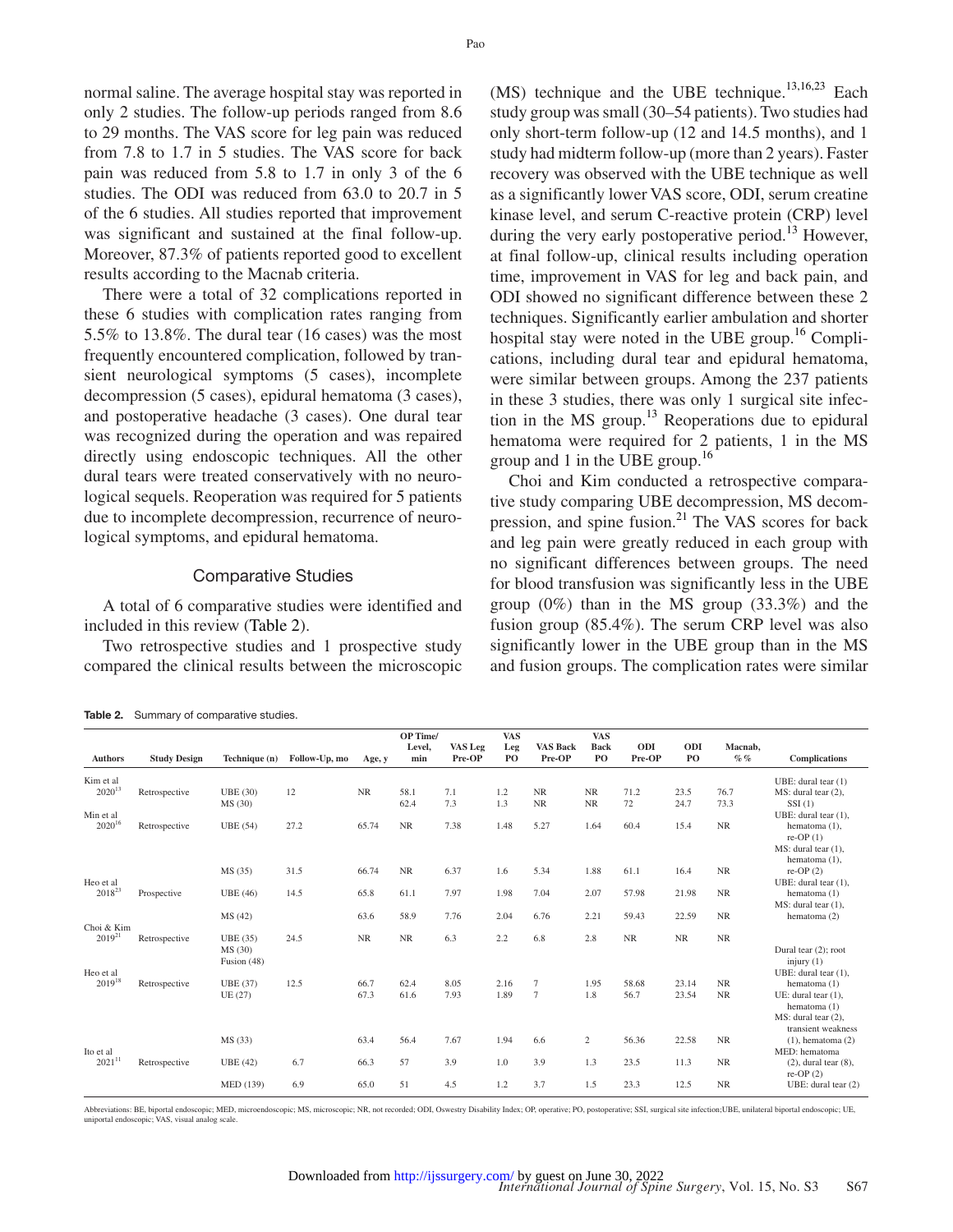normal saline. The average hospital stay was reported in only 2 studies. The follow-up periods ranged from 8.6 to 29 months. The VAS score for leg pain was reduced from 7.8 to 1.7 in 5 studies. The VAS score for back pain was reduced from 5.8 to 1.7 in only 3 of the 6 studies. The ODI was reduced from 63.0 to 20.7 in 5 of the 6 studies. All studies reported that improvement was significant and sustained at the final follow-up. Moreover, 87.3% of patients reported good to excellent results according to the Macnab criteria.

There were a total of 32 complications reported in these 6 studies with complication rates ranging from 5.5% to 13.8%. The dural tear (16 cases) was the most frequently encountered complication, followed by transient neurological symptoms (5 cases), incomplete decompression (5 cases), epidural hematoma (3 cases), and postoperative headache (3 cases). One dural tear was recognized during the operation and was repaired directly using endoscopic techniques. All the other dural tears were treated conservatively with no neurological sequels. Reoperation was required for 5 patients due to incomplete decompression, recurrence of neurological symptoms, and epidural hematoma.

## Comparative Studies

A total of 6 comparative studies were identified and included in this review (Table 2).

Two retrospective studies and 1 prospective study compared the clinical results between the microscopic (MS) technique and the UBE technique.[13,16,23] Each study group was small (30–54 patients). Two studies had only short-term follow-up (12 and 14.5 months), and 1 study had midterm follow-up (more than 2 years). Faster recovery was observed with the UBE technique as well as a significantly lower VAS score, ODI, serum creatine kinase level, and serum C-reactive protein (CRP) level during the very early postoperative period.[13] However, at final follow-up, clinical results including operation time, improvement in VAS for leg and back pain, and ODI showed no significant difference between these 2 techniques. Significantly earlier ambulation and shorter hospital stay were noted in the UBE group.[16] Complications, including dural tear and epidural hematoma, were similar between groups. Among the 237 patients in these 3 studies, there was only 1 surgical site infection in the MS group.[13] Reoperations due to epidural hematoma were required for 2 patients, 1 in the MS group and 1 in the UBE group.[16]

Choi and Kim conducted a retrospective comparative study comparing UBE decompression, MS decompression, and spine fusion.[21] The VAS scores for back and leg pain were greatly reduced in each group with no significant differences between groups. The need for blood transfusion was significantly less in the UBE group (0%) than in the MS group (33.3%) and the fusion group (85.4%). The serum CRP level was also significantly lower in the UBE group than in the MS and fusion groups. The complication rates were similar

**Table 2.** Summary of comparative studies.

| Authors | Study Design | Technique (n) | Follow-Up, mo | Age, y | OP Time/ Level, min | VAS Leg Pre-OP | VAS Leg PO | VAS Back Pre-OP | VAS Back PO | ODI Pre-OP | ODI PO | Macnab, %% | Complications |
|---|---|---|---|---|---|---|---|---|---|---|---|---|---|
| Kim et al 2020[13] | Retrospective | UBE (30) | 12 | NR | 58.1 | 7.1 | 1.2 | NR | NR | 71.2 | 23.5 | 76.7 | UBE: dural tear (1) |
| | | MS (30) | | | 62.4 | 7.3 | 1.3 | NR | NR | 72 | 24.7 | 73.3 | MS: dural tear (2), SSI (1) |
| Min et al 2020[16] | Retrospective | UBE (54) | 27.2 | 65.74 | NR | 7.38 | 1.48 | 5.27 | 1.64 | 60.4 | 15.4 | NR | UBE: dural tear (1), hematoma (1), re-OP (1) |
| | | MS (35) | 31.5 | 66.74 | NR | 6.37 | 1.6 | 5.34 | 1.88 | 61.1 | 16.4 | NR | MS: dural tear (1), hematoma (1), re-OP (2) |
| Heo et al 2018[23] | Prospective | UBE (46) | 14.5 | 65.8 | 61.1 | 7.97 | 1.98 | 7.04 | 2.07 | 57.98 | 21.98 | NR | UBE: dural tear (1), hematoma (1) |
| | | MS (42) | | 63.6 | 58.9 | 7.76 | 2.04 | 6.76 | 2.21 | 59.43 | 22.59 | NR | MS: dural tear (1), hematoma (2) |
| Choi & Kim 2019[21] | Retrospective | UBE (35) | 24.5 | NR | NR | 6.3 | 2.2 | 6.8 | 2.8 | NR | NR | NR | |
| | | MS (30) | | | | | | | | | | | |
| | | Fusion (48) | | | | | | | | | | | Dural tear (2); root injury (1) |
| Heo et al 2019[18] | Retrospective | UBE (37) | 12.5 | 66.7 | 62.4 | 8.05 | 2.16 | 7 | 1.95 | 58.68 | 23.14 | NR | UBE: dural tear (1), hematoma (1) |
| | | UE (27) | | 67.3 | 61.6 | 7.93 | 1.89 | 7 | 1.8 | 56.7 | 23.54 | NR | UE: dural tear (1), hematoma (1) |
| | | MS (33) | | 63.4 | 56.4 | 7.67 | 1.94 | 6.6 | 2 | 56.36 | 22.58 | NR | MS: dural tear (2), transient weakness (1), hematoma (2) |
| Ito et al 2021[11] | Retrospective | UBE (42) | 6.7 | 66.3 | 57 | 3.9 | 1.0 | 3.9 | 1.3 | 23.5 | 11.3 | NR | MED: hematoma (2), dural tear (8), re-OP (2) |
| | | MED (139) | 6.9 | 65.0 | 51 | 4.5 | 1.2 | 3.7 | 1.5 | 23.3 | 12.5 | NR | UBE: dural tear (2) |

Abbreviations: BE, biportal endoscopic; MED, microendoscopic; MS, microscopic; NR, not recorded; ODI, Oswestry Disability Index; OP, operative; PO, postoperative; SSI, surgical site infection;UBE, unilateral biportal endoscopic; UE, uniportal endoscopic; VAS, visual analog scale.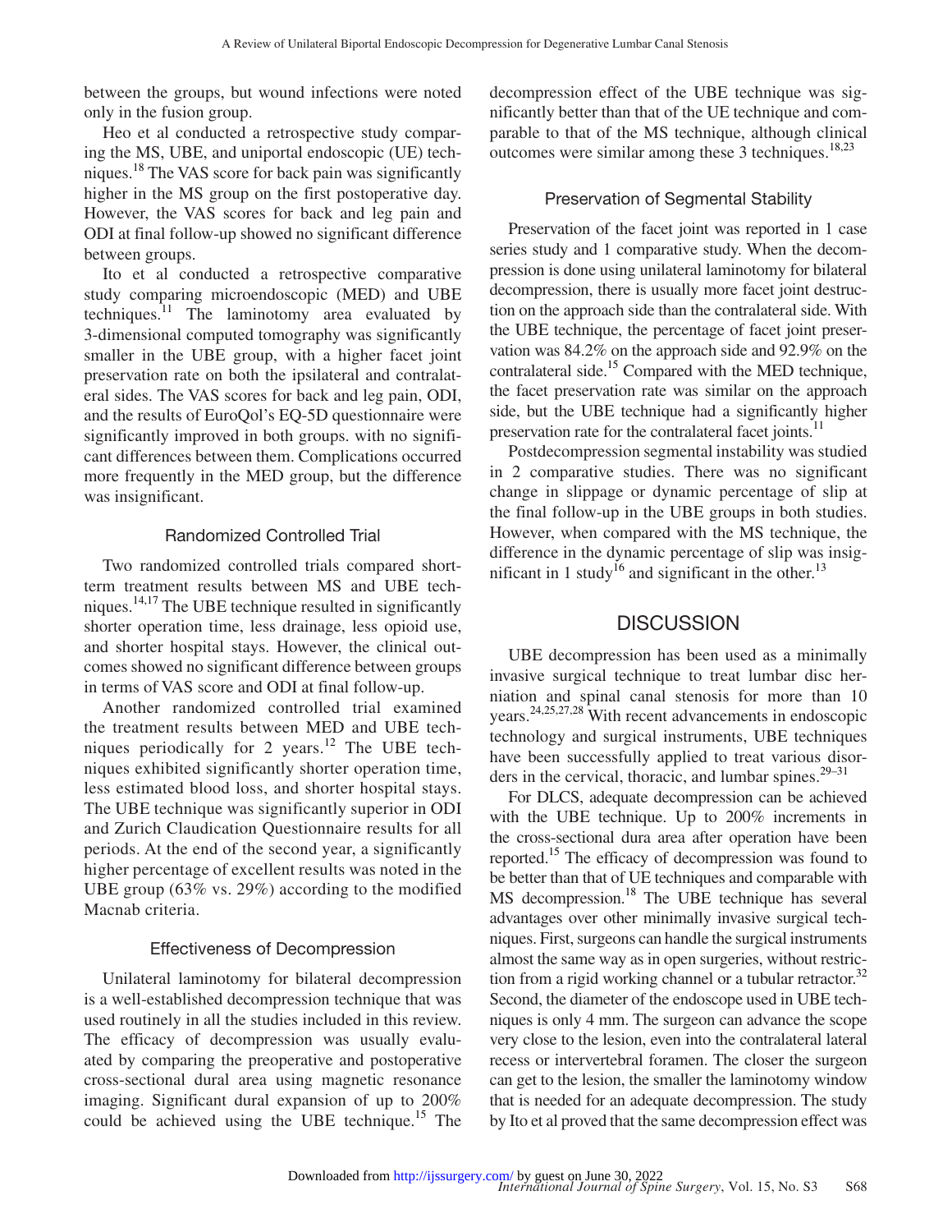between the groups, but wound infections were noted only in the fusion group.

Heo et al conducted a retrospective study comparing the MS, UBE, and uniportal endoscopic (UE) techniques.[18] The VAS score for back pain was significantly higher in the MS group on the first postoperative day. However, the VAS scores for back and leg pain and ODI at final follow-up showed no significant difference between groups.

Ito et al conducted a retrospective comparative study comparing microendoscopic (MED) and UBE techniques.[11] The laminotomy area evaluated by 3-dimensional computed tomography was significantly smaller in the UBE group, with a higher facet joint preservation rate on both the ipsilateral and contralateral sides. The VAS scores for back and leg pain, ODI, and the results of EuroQol's EQ-5D questionnaire were significantly improved in both groups. with no significant differences between them. Complications occurred more frequently in the MED group, but the difference was insignificant.

### Randomized Controlled Trial

Two randomized controlled trials compared short-term treatment results between MS and UBE techniques.[14,17] The UBE technique resulted in significantly shorter operation time, less drainage, less opioid use, and shorter hospital stays. However, the clinical outcomes showed no significant difference between groups in terms of VAS score and ODI at final follow-up.

Another randomized controlled trial examined the treatment results between MED and UBE techniques periodically for 2 years.[12] The UBE techniques exhibited significantly shorter operation time, less estimated blood loss, and shorter hospital stays. The UBE technique was significantly superior in ODI and Zurich Claudication Questionnaire results for all periods. At the end of the second year, a significantly higher percentage of excellent results was noted in the UBE group (63% vs. 29%) according to the modified Macnab criteria.

### Effectiveness of Decompression

Unilateral laminotomy for bilateral decompression is a well-established decompression technique that was used routinely in all the studies included in this review. The efficacy of decompression was usually evaluated by comparing the preoperative and postoperative cross-sectional dural area using magnetic resonance imaging. Significant dural expansion of up to 200% could be achieved using the UBE technique.[15] The decompression effect of the UBE technique was significantly better than that of the UE technique and comparable to that of the MS technique, although clinical outcomes were similar among these 3 techniques.[18,23]

### Preservation of Segmental Stability

Preservation of the facet joint was reported in 1 case series study and 1 comparative study. When the decompression is done using unilateral laminotomy for bilateral decompression, there is usually more facet joint destruction on the approach side than the contralateral side. With the UBE technique, the percentage of facet joint preservation was 84.2% on the approach side and 92.9% on the contralateral side.[15] Compared with the MED technique, the facet preservation rate was similar on the approach side, but the UBE technique had a significantly higher preservation rate for the contralateral facet joints.[11]

Postdecompression segmental instability was studied in 2 comparative studies. There was no significant change in slippage or dynamic percentage of slip at the final follow-up in the UBE groups in both studies. However, when compared with the MS technique, the difference in the dynamic percentage of slip was insignificant in 1 study[16] and significant in the other.[13]

## DISCUSSION

UBE decompression has been used as a minimally invasive surgical technique to treat lumbar disc herniation and spinal canal stenosis for more than 10 years.[24,25,27,28] With recent advancements in endoscopic technology and surgical instruments, UBE techniques have been successfully applied to treat various disorders in the cervical, thoracic, and lumbar spines.[29–31]

For DLCS, adequate decompression can be achieved with the UBE technique. Up to 200% increments in the cross-sectional dura area after operation have been reported.[15] The efficacy of decompression was found to be better than that of UE techniques and comparable with MS decompression.[18] The UBE technique has several advantages over other minimally invasive surgical techniques. First, surgeons can handle the surgical instruments almost the same way as in open surgeries, without restriction from a rigid working channel or a tubular retractor.[32] Second, the diameter of the endoscope used in UBE techniques is only 4 mm. The surgeon can advance the scope very close to the lesion, even into the contralateral lateral recess or intervertebral foramen. The closer the surgeon can get to the lesion, the smaller the laminotomy window that is needed for an adequate decompression. The study by Ito et al proved that the same decompression effect was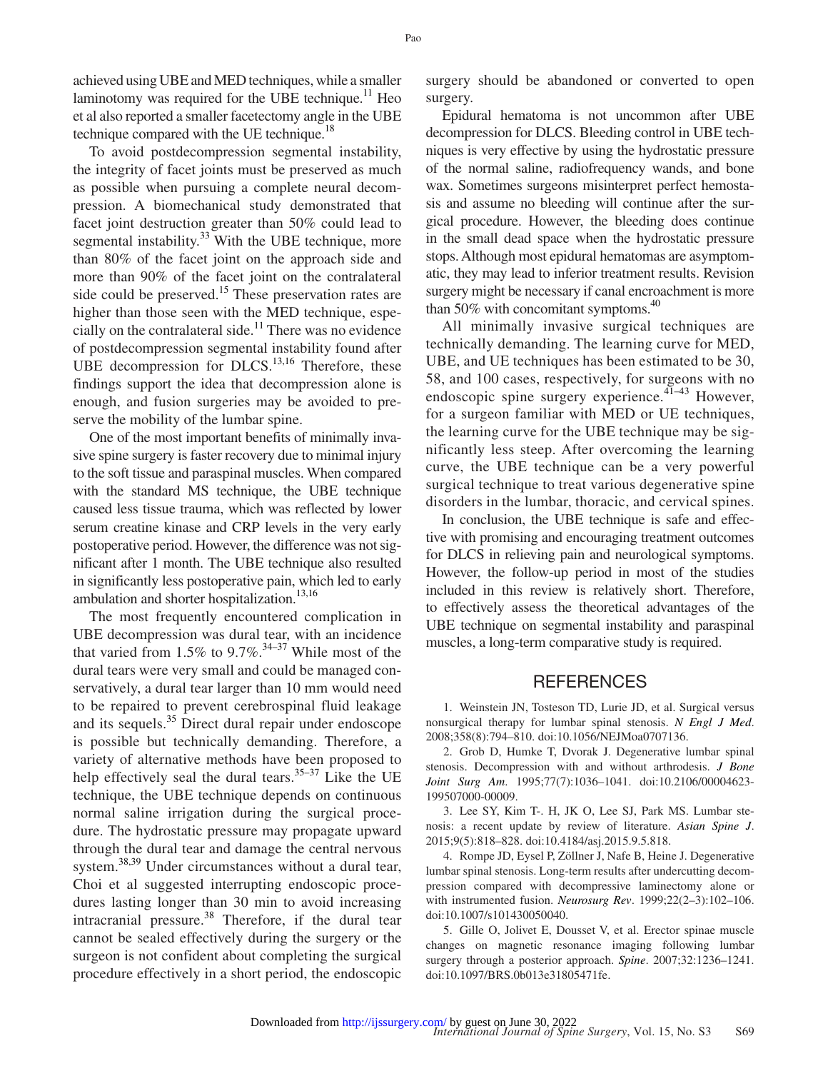achieved using UBE and MED techniques, while a smaller laminotomy was required for the UBE technique.[11] Heo et al also reported a smaller facetectomy angle in the UBE technique compared with the UE technique.[18]

To avoid postdecompression segmental instability, the integrity of facet joints must be preserved as much as possible when pursuing a complete neural decompression. A biomechanical study demonstrated that facet joint destruction greater than 50% could lead to segmental instability.[33] With the UBE technique, more than 80% of the facet joint on the approach side and more than 90% of the facet joint on the contralateral side could be preserved.[15] These preservation rates are higher than those seen with the MED technique, especially on the contralateral side.[11] There was no evidence of postdecompression segmental instability found after UBE decompression for DLCS.[13,16] Therefore, these findings support the idea that decompression alone is enough, and fusion surgeries may be avoided to preserve the mobility of the lumbar spine.

One of the most important benefits of minimally invasive spine surgery is faster recovery due to minimal injury to the soft tissue and paraspinal muscles. When compared with the standard MS technique, the UBE technique caused less tissue trauma, which was reflected by lower serum creatine kinase and CRP levels in the very early postoperative period. However, the difference was not significant after 1 month. The UBE technique also resulted in significantly less postoperative pain, which led to early ambulation and shorter hospitalization.[13,16]

The most frequently encountered complication in UBE decompression was dural tear, with an incidence that varied from 1.5% to 9.7%.[34–37] While most of the dural tears were very small and could be managed conservatively, a dural tear larger than 10 mm would need to be repaired to prevent cerebrospinal fluid leakage and its sequels.[35] Direct dural repair under endoscope is possible but technically demanding. Therefore, a variety of alternative methods have been proposed to help effectively seal the dural tears.[35–37] Like the UE technique, the UBE technique depends on continuous normal saline irrigation during the surgical procedure. The hydrostatic pressure may propagate upward through the dural tear and damage the central nervous system.[38,39] Under circumstances without a dural tear, Choi et al suggested interrupting endoscopic procedures lasting longer than 30 min to avoid increasing intracranial pressure.[38] Therefore, if the dural tear cannot be sealed effectively during the surgery or the surgeon is not confident about completing the surgical procedure effectively in a short period, the endoscopic surgery should be abandoned or converted to open surgery.

Epidural hematoma is not uncommon after UBE decompression for DLCS. Bleeding control in UBE techniques is very effective by using the hydrostatic pressure of the normal saline, radiofrequency wands, and bone wax. Sometimes surgeons misinterpret perfect hemostasis and assume no bleeding will continue after the surgical procedure. However, the bleeding does continue in the small dead space when the hydrostatic pressure stops. Although most epidural hematomas are asymptomatic, they may lead to inferior treatment results. Revision surgery might be necessary if canal encroachment is more than 50% with concomitant symptoms.[40]

All minimally invasive surgical techniques are technically demanding. The learning curve for MED, UBE, and UE techniques has been estimated to be 30, 58, and 100 cases, respectively, for surgeons with no endoscopic spine surgery experience.[41–43] However, for a surgeon familiar with MED or UE techniques, the learning curve for the UBE technique may be significantly less steep. After overcoming the learning curve, the UBE technique can be a very powerful surgical technique to treat various degenerative spine disorders in the lumbar, thoracic, and cervical spines.

In conclusion, the UBE technique is safe and effective with promising and encouraging treatment outcomes for DLCS in relieving pain and neurological symptoms. However, the follow-up period in most of the studies included in this review is relatively short. Therefore, to effectively assess the theoretical advantages of the UBE technique on segmental instability and paraspinal muscles, a long-term comparative study is required.

## REFERENCES

1. Weinstein JN, Tosteson TD, Lurie JD, et al. Surgical versus nonsurgical therapy for lumbar spinal stenosis. *N Engl J Med*. 2008;358(8):794–810. doi:10.1056/NEJMoa0707136.

2. Grob D, Humke T, Dvorak J. Degenerative lumbar spinal stenosis. Decompression with and without arthrodesis. *J Bone Joint Surg Am*. 1995;77(7):1036–1041. doi:10.2106/00004623-199507000-00009.

3. Lee SY, Kim T-. H, JK O, Lee SJ, Park MS. Lumbar stenosis: a recent update by review of literature. *Asian Spine J*. 2015;9(5):818–828. doi:10.4184/asj.2015.9.5.818.

4. Rompe JD, Eysel P, Zöllner J, Nafe B, Heine J. Degenerative lumbar spinal stenosis. Long-term results after undercutting decompression compared with decompressive laminectomy alone or with instrumented fusion. *Neurosurg Rev*. 1999;22(2–3):102–106. doi:10.1007/s101430050040.

5. Gille O, Jolivet E, Dousset V, et al. Erector spinae muscle changes on magnetic resonance imaging following lumbar surgery through a posterior approach. *Spine*. 2007;32:1236–1241. doi:10.1097/BRS.0b013e31805471fe.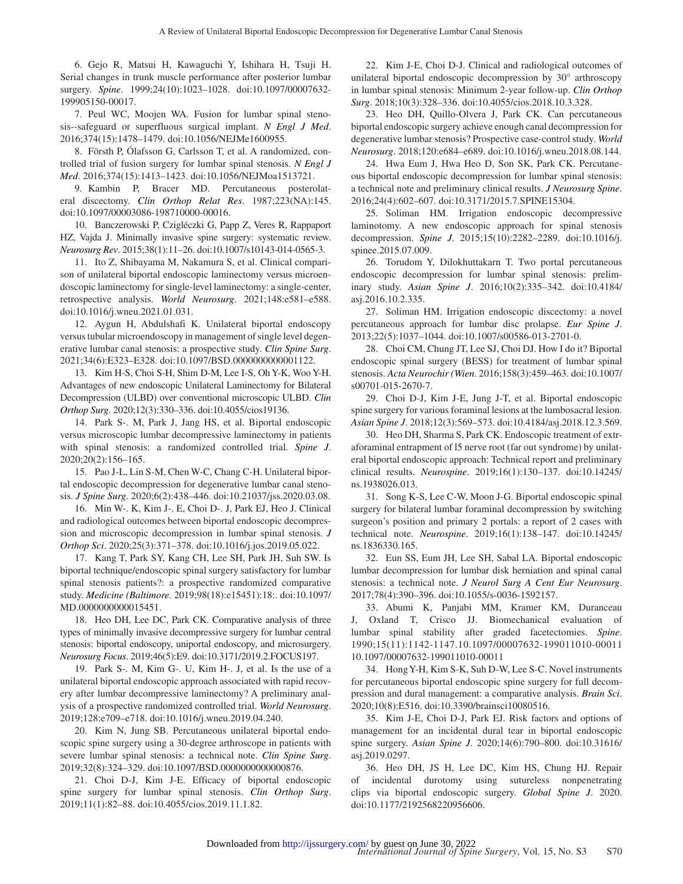6. Gejo R, Matsui H, Kawaguchi Y, Ishihara H, Tsuji H. Serial changes in trunk muscle performance after posterior lumbar surgery. *Spine*. 1999;24(10):1023–1028. doi:10.1097/00007632-199905150-00017.

7. Peul WC, Moojen WA. Fusion for lumbar spinal stenosis--safeguard or superfluous surgical implant. *N Engl J Med*. 2016;374(15):1478–1479. doi:10.1056/NEJMe1600955.

8. Försth P, Ólafsson G, Carlsson T, et al. A randomized, controlled trial of fusion surgery for lumbar spinal stenosis. *N Engl J Med*. 2016;374(15):1413–1423. doi:10.1056/NEJMoa1513721.

9. Kambin P, Bracer MD. Percutaneous posterolateral discectomy. *Clin Orthop Relat Res*. 1987;223(NA):145. doi:10.1097/00003086-198710000-00016.

10. Banczerowski P, Czigléczki G, Papp Z, Veres R, Rappaport HZ, Vajda J. Minimally invasive spine surgery: systematic review. *Neurosurg Rev*. 2015;38(1):11–26. doi:10.1007/s10143-014-0565-3.

11. Ito Z, Shibayama M, Nakamura S, et al. Clinical comparison of unilateral biportal endoscopic laminectomy versus microendoscopic laminectomy for single-level laminectomy: a single-center, retrospective analysis. *World Neurosurg*. 2021;148:e581–e588. doi:10.1016/j.wneu.2021.01.031.

12. Aygun H, Abdulshafi K. Unilateral biportal endoscopy versus tubular microendoscopy in management of single level degenerative lumbar canal stenosis: a prospective study. *Clin Spine Surg*. 2021;34(6):E323–E328. doi:10.1097/BSD.0000000000001122.

13. Kim H-S, Choi S-H, Shim D-M, Lee I-S, Oh Y-K, Woo Y-H. Advantages of new endoscopic Unilateral Laminectomy for Bilateral Decompression (ULBD) over conventional microscopic ULBD. *Clin Orthop Surg*. 2020;12(3):330–336. doi:10.4055/cios19136.

14. Park S-. M, Park J, Jang HS, et al. Biportal endoscopic versus microscopic lumbar decompressive laminectomy in patients with spinal stenosis: a randomized controlled trial. *Spine J*. 2020;20(2):156–165.

15. Pao J-L, Lin S-M, Chen W-C, Chang C-H. Unilateral biportal endoscopic decompression for degenerative lumbar canal stenosis. *J Spine Surg*. 2020;6(2):438–446. doi:10.21037/jss.2020.03.08.

16. Min W-. K, Kim J-. E, Choi D-. J, Park EJ, Heo J. Clinical and radiological outcomes between biportal endoscopic decompression and microscopic decompression in lumbar spinal stenosis. *J Orthop Sci*. 2020;25(3):371–378. doi:10.1016/j.jos.2019.05.022.

17. Kang T, Park SY, Kang CH, Lee SH, Park JH, Suh SW. Is biportal technique/endoscopic spinal surgery satisfactory for lumbar spinal stenosis patients?: a prospective randomized comparative study. *Medicine (Baltimore*. 2019;98(18):e15451):18:. doi:10.1097/MD.0000000000015451.

18. Heo DH, Lee DC, Park CK. Comparative analysis of three types of minimally invasive decompressive surgery for lumbar central stenosis: biportal endoscopy, uniportal endoscopy, and microsurgery. *Neurosurg Focus*. 2019;46(5):E9. doi:10.3171/2019.2.FOCUS197.

19. Park S-. M, Kim G-. U, Kim H-. J, et al. Is the use of a unilateral biportal endoscopic approach associated with rapid recovery after lumbar decompressive laminectomy? A preliminary analysis of a prospective randomized controlled trial. *World Neurosurg*. 2019;128:e709–e718. doi:10.1016/j.wneu.2019.04.240.

20. Kim N, Jung SB. Percutaneous unilateral biportal endoscopic spine surgery using a 30-degree arthroscope in patients with severe lumbar spinal stenosis: a technical note. *Clin Spine Surg*. 2019;32(8):324–329. doi:10.1097/BSD.0000000000000876.

21. Choi D-J, Kim J-E. Efficacy of biportal endoscopic spine surgery for lumbar spinal stenosis. *Clin Orthop Surg*. 2019;11(1):82–88. doi:10.4055/cios.2019.11.1.82.

22. Kim J-E, Choi D-J. Clinical and radiological outcomes of unilateral biportal endoscopic decompression by 30° arthroscopy in lumbar spinal stenosis: Minimum 2-year follow-up. *Clin Orthop Surg*. 2018;10(3):328–336. doi:10.4055/cios.2018.10.3.328.

23. Heo DH, Quillo-Olvera J, Park CK. Can percutaneous biportal endoscopic surgery achieve enough canal decompression for degenerative lumbar stenosis? Prospective case-control study. *World Neurosurg*. 2018;120:e684–e689. doi:10.1016/j.wneu.2018.08.144.

24. Hwa Eum J, Hwa Heo D, Son SK, Park CK. Percutaneous biportal endoscopic decompression for lumbar spinal stenosis: a technical note and preliminary clinical results. *J Neurosurg Spine*. 2016;24(4):602–607. doi:10.3171/2015.7.SPINE15304.

25. Soliman HM. Irrigation endoscopic decompressive laminotomy. A new endoscopic approach for spinal stenosis decompression. *Spine J*. 2015;15(10):2282–2289. doi:10.1016/j.spinee.2015.07.009.

26. Torudom Y, Dilokhuttakarn T. Two portal percutaneous endoscopic decompression for lumbar spinal stenosis: preliminary study. *Asian Spine J*. 2016;10(2):335–342. doi:10.4184/asj.2016.10.2.335.

27. Soliman HM. Irrigation endoscopic discectomy: a novel percutaneous approach for lumbar disc prolapse. *Eur Spine J*. 2013;22(5):1037–1044. doi:10.1007/s00586-013-2701-0.

28. Choi CM, Chung JT, Lee SJ, Choi DJ. How I do it? Biportal endoscopic spinal surgery (BESS) for treatment of lumbar spinal stenosis. *Acta Neurochir (Wien*. 2016;158(3):459–463. doi:10.1007/s00701-015-2670-7.

29. Choi D-J, Kim J-E, Jung J-T, et al. Biportal endoscopic spine surgery for various foraminal lesions at the lumbosacral lesion. *Asian Spine J*. 2018;12(3):569–573. doi:10.4184/asj.2018.12.3.569.

30. Heo DH, Sharma S, Park CK. Endoscopic treatment of extraforaminal entrapment of l5 nerve root (far out syndrome) by unilateral biportal endoscopic approach: Technical report and preliminary clinical results. *Neurospine*. 2019;16(1):130–137. doi:10.14245/ns.1938026.013.

31. Song K-S, Lee C-W, Moon J-G. Biportal endoscopic spinal surgery for bilateral lumbar foraminal decompression by switching surgeon's position and primary 2 portals: a report of 2 cases with technical note. *Neurospine*. 2019;16(1):138–147. doi:10.14245/ns.1836330.165.

32. Eun SS, Eum JH, Lee SH, Sabal LA. Biportal endoscopic lumbar decompression for lumbar disk herniation and spinal canal stenosis: a technical note. *J Neurol Surg A Cent Eur Neurosurg*. 2017;78(4):390–396. doi:10.1055/s-0036-1592157.

33. Abumi K, Panjabi MM, Kramer KM, Duranceau J, Oxland T, Crisco JJ. Biomechanical evaluation of lumbar spinal stability after graded facetectomies. *Spine*. 1990;15(11):1142-1147.10.1097/00007632-199011010-00011 10.1097/00007632-199011010-00011

34. Hong Y-H, Kim S-K, Suh D-W, Lee S-C. Novel instruments for percutaneous biportal endoscopic spine surgery for full decompression and dural management: a comparative analysis. *Brain Sci*. 2020;10(8):E516. doi:10.3390/brainsci10080516.

35. Kim J-E, Choi D-J, Park EJ. Risk factors and options of management for an incidental dural tear in biportal endoscopic spine surgery. *Asian Spine J*. 2020;14(6):790–800. doi:10.31616/asj.2019.0297.

36. Heo DH, JS H, Lee DC, Kim HS, Chung HJ. Repair of incidental durotomy using sutureless nonpenetrating clips via biportal endoscopic surgery. *Global Spine J*. 2020. doi:10.1177/2192568220956606.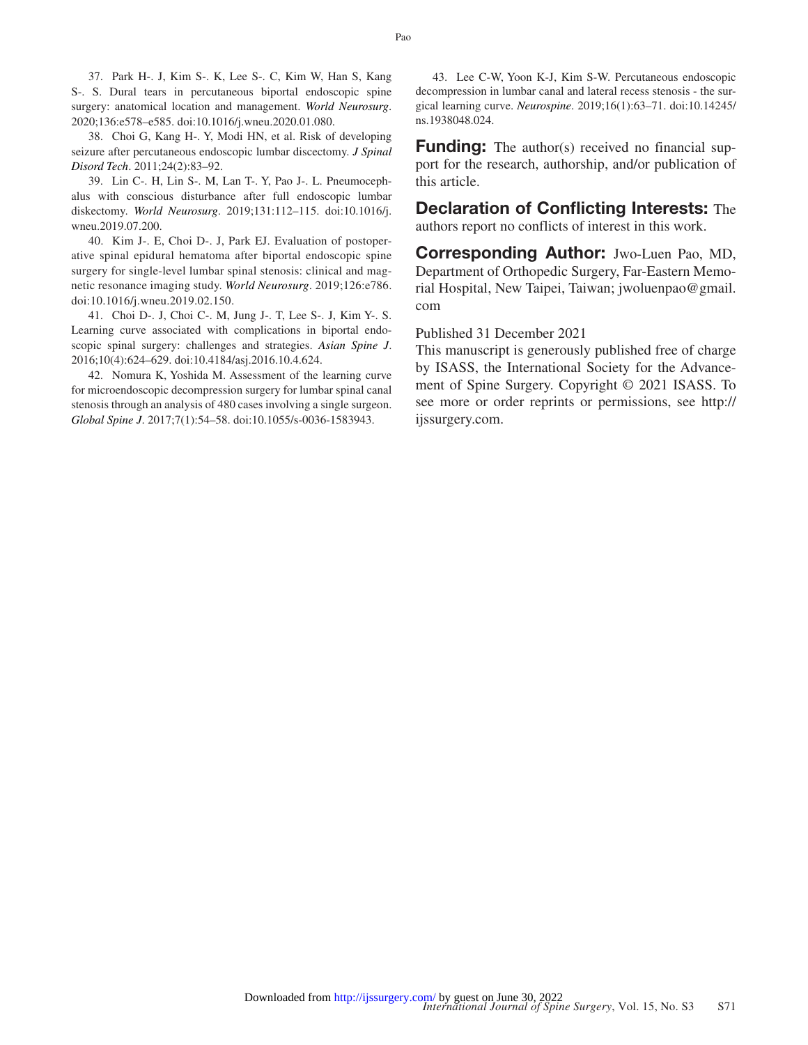37. Park H-. J, Kim S-. K, Lee S-. C, Kim W, Han S, Kang S-. S. Dural tears in percutaneous biportal endoscopic spine surgery: anatomical location and management. *World Neurosurg*. 2020;136:e578–e585. doi:10.1016/j.wneu.2020.01.080.

38. Choi G, Kang H-. Y, Modi HN, et al. Risk of developing seizure after percutaneous endoscopic lumbar discectomy. *J Spinal Disord Tech*. 2011;24(2):83–92.

39. Lin C-. H, Lin S-. M, Lan T-. Y, Pao J-. L. Pneumocephalus with conscious disturbance after full endoscopic lumbar diskectomy. *World Neurosurg*. 2019;131:112–115. doi:10.1016/j.wneu.2019.07.200.

40. Kim J-. E, Choi D-. J, Park EJ. Evaluation of postoperative spinal epidural hematoma after biportal endoscopic spine surgery for single-level lumbar spinal stenosis: clinical and magnetic resonance imaging study. *World Neurosurg*. 2019;126:e786. doi:10.1016/j.wneu.2019.02.150.

41. Choi D-. J, Choi C-. M, Jung J-. T, Lee S-. J, Kim Y-. S. Learning curve associated with complications in biportal endoscopic spinal surgery: challenges and strategies. *Asian Spine J*. 2016;10(4):624–629. doi:10.4184/asj.2016.10.4.624.

42. Nomura K, Yoshida M. Assessment of the learning curve for microendoscopic decompression surgery for lumbar spinal canal stenosis through an analysis of 480 cases involving a single surgeon. *Global Spine J*. 2017;7(1):54–58. doi:10.1055/s-0036-1583943.

43. Lee C-W, Yoon K-J, Kim S-W. Percutaneous endoscopic decompression in lumbar canal and lateral recess stenosis - the surgical learning curve. *Neurospine*. 2019;16(1):63–71. doi:10.14245/ns.1938048.024.

**Funding:** The author(s) received no financial support for the research, authorship, and/or publication of this article.

**Declaration of Conflicting Interests:** The authors report no conflicts of interest in this work.

**Corresponding Author:** Jwo-Luen Pao, MD, Department of Orthopedic Surgery, Far-Eastern Memorial Hospital, New Taipei, Taiwan; jwoluenpao@gmail.com

Published 31 December 2021

This manuscript is generously published free of charge by ISASS, the International Society for the Advancement of Spine Surgery. Copyright © 2021 ISASS. To see more or order reprints or permissions, see http://ijssurgery.com.